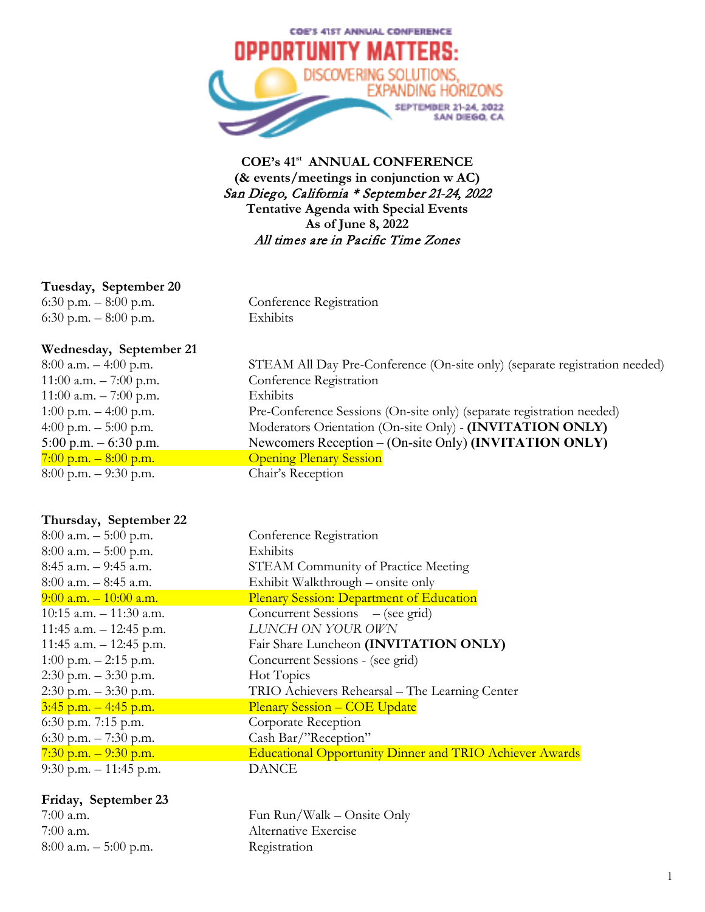COE'S 41ST ANNUAL CONFERENCE

# OPPORTUNITY MATTERS:

DISCOVERING SOLUTIONS, EXPANDING HORIZONS

SEPTEMBER 21-24, 2022
SAN DIEGO, CA

**COE's 41st ANNUAL CONFERENCE**
**(& events/meetings in conjunction w AC)**
*San Diego, California * September 21-24, 2022*
**Tentative Agenda with Special Events**
**As of June 8, 2022**
*All times are in Pacific Time Zones*

**Tuesday, September 20**

| | |
|---|---|
| 6:30 p.m. – 8:00 p.m. | Conference Registration |
| 6:30 p.m. – 8:00 p.m. | Exhibits |

**Wednesday, September 21**

| | |
|---|---|
| 8:00 a.m. – 4:00 p.m. | STEAM All Day Pre-Conference (On-site only) (separate registration needed) |
| 11:00 a.m. – 7:00 p.m. | Conference Registration |
| 11:00 a.m. – 7:00 p.m. | Exhibits |
| 1:00 p.m. – 4:00 p.m. | Pre-Conference Sessions (On-site only) (separate registration needed) |
| 4:00 p.m. – 5:00 p.m. | Moderators Orientation (On-site Only) - **(INVITATION ONLY)** |
| 5:00 p.m. – 6:30 p.m. | Newcomers Reception – (On-site Only) **(INVITATION ONLY)** |
| 7:00 p.m. – 8:00 p.m. | Opening Plenary Session |
| 8:00 p.m. – 9:30 p.m. | Chair's Reception |

**Thursday, September 22**

| | |
|---|---|
| 8:00 a.m. – 5:00 p.m. | Conference Registration |
| 8:00 a.m. – 5:00 p.m. | Exhibits |
| 8:45 a.m. – 9:45 a.m. | STEAM Community of Practice Meeting |
| 8:00 a.m. – 8:45 a.m. | Exhibit Walkthrough – onsite only |
| 9:00 a.m. – 10:00 a.m. | Plenary Session: Department of Education |
| 10:15 a.m. – 11:30 a.m. | Concurrent Sessions – (see grid) |
| 11:45 a.m. – 12:45 p.m. | *LUNCH ON YOUR OWN* |
| 11:45 a.m. – 12:45 p.m. | Fair Share Luncheon **(INVITATION ONLY)** |
| 1:00 p.m. – 2:15 p.m. | Concurrent Sessions - (see grid) |
| 2:30 p.m. – 3:30 p.m. | Hot Topics |
| 2:30 p.m. – 3:30 p.m. | TRIO Achievers Rehearsal – The Learning Center |
| 3:45 p.m. – 4:45 p.m. | Plenary Session – COE Update |
| 6:30 p.m. 7:15 p.m. | Corporate Reception |
| 6:30 p.m. – 7:30 p.m. | Cash Bar/"Reception" |
| 7:30 p.m. – 9:30 p.m. | Educational Opportunity Dinner and TRIO Achiever Awards |
| 9:30 p.m. – 11:45 p.m. | DANCE |

**Friday, September 23**

| | |
|---|---|
| 7:00 a.m. | Fun Run/Walk – Onsite Only |
| 7:00 a.m. | Alternative Exercise |
| 8:00 a.m. – 5:00 p.m. | Registration |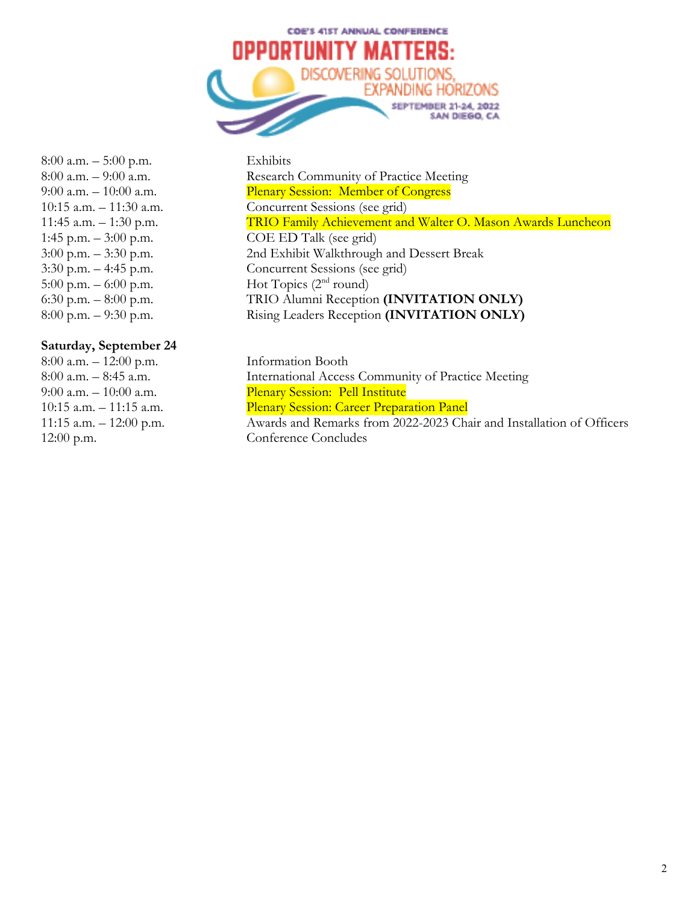COE'S 41ST ANNUAL CONFERENCE

# OPPORTUNITY MATTERS:

DISCOVERING SOLUTIONS, EXPANDING HORIZONS

SEPTEMBER 21-24, 2022
SAN DIEGO, CA

| | |
|---|---|
| 8:00 a.m. – 5:00 p.m. | Exhibits |
| 8:00 a.m. – 9:00 a.m. | Research Community of Practice Meeting |
| 9:00 a.m. – 10:00 a.m. | Plenary Session: Member of Congress |
| 10:15 a.m. – 11:30 a.m. | Concurrent Sessions (see grid) |
| 11:45 a.m. – 1:30 p.m. | TRIO Family Achievement and Walter O. Mason Awards Luncheon |
| 1:45 p.m. – 3:00 p.m. | COE ED Talk (see grid) |
| 3:00 p.m. – 3:30 p.m. | 2nd Exhibit Walkthrough and Dessert Break |
| 3:30 p.m. – 4:45 p.m. | Concurrent Sessions (see grid) |
| 5:00 p.m. – 6:00 p.m. | Hot Topics (2nd round) |
| 6:30 p.m. – 8:00 p.m. | TRIO Alumni Reception **(INVITATION ONLY)** |
| 8:00 p.m. – 9:30 p.m. | Rising Leaders Reception **(INVITATION ONLY)** |

**Saturday, September 24**

| | |
|---|---|
| 8:00 a.m. – 12:00 p.m. | Information Booth |
| 8:00 a.m. – 8:45 a.m. | International Access Community of Practice Meeting |
| 9:00 a.m. – 10:00 a.m. | Plenary Session: Pell Institute |
| 10:15 a.m. – 11:15 a.m. | Plenary Session: Career Preparation Panel |
| 11:15 a.m. – 12:00 p.m. | Awards and Remarks from 2022-2023 Chair and Installation of Officers |
| 12:00 p.m. | Conference Concludes |